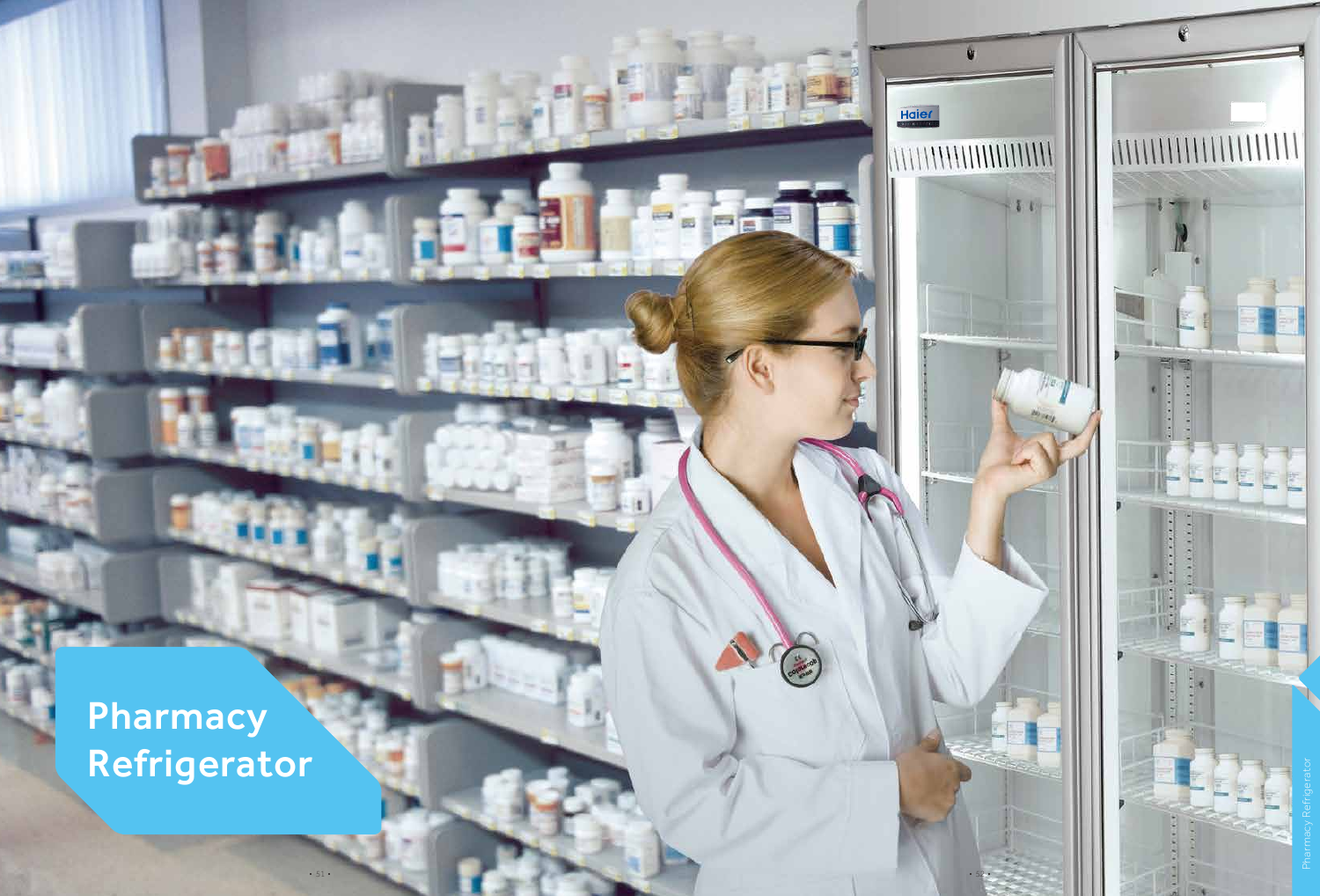# Pharmacy Refrigerator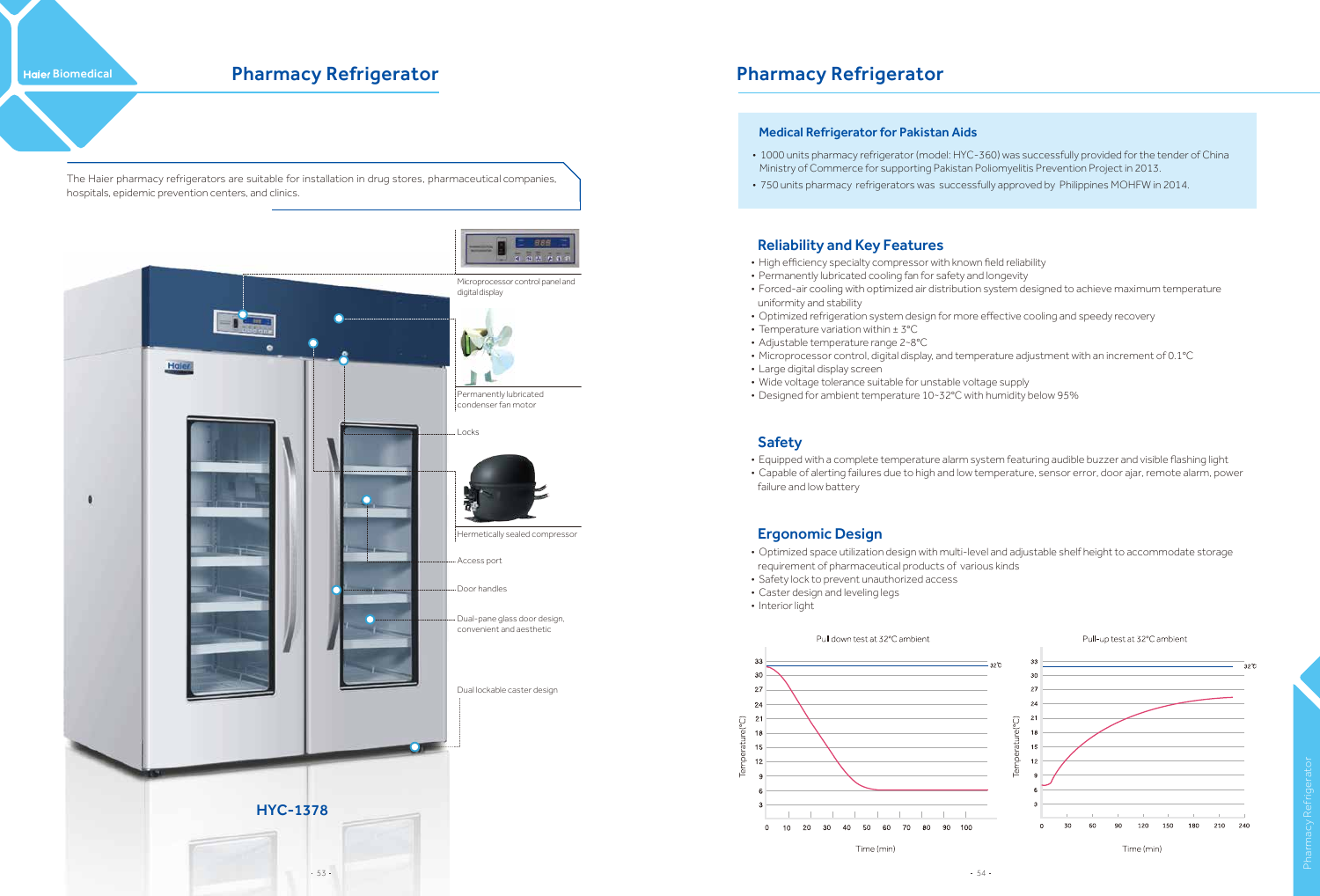# Pharmacy Refrigerator

The Haier pharmacy refrigerators are suitable for installation in drug stores, pharmaceutical companies, hospitals, epidemic prevention centers, and clinics.

Microprocessor control panel and digital display

Permanently lubricated condenser fan motor

Locks

Hermetically sealed compressor

Access port

Door handles

Dual-pane glass door design, convenient and aesthetic

Dual lockable caster design

**HYC-1378**

# Pharmacy Refrigerator

### Medical Refrigerator for Pakistan Aids

- 1000 units pharmacy refrigerator (model: HYC-360) was successfully provided for the tender of China Ministry of Commerce for supporting Pakistan Poliomyelitis Prevention Project in 2013.
- 750 units pharmacy refrigerators was successfully approved by Philippines MOHFW in 2014.

## Reliability and Key Features

- High efficiency specialty compressor with known field reliability
- Permanently lubricated cooling fan for safety and longevity
- Forced-air cooling with optimized air distribution system designed to achieve maximum temperature uniformity and stability
- Optimized refrigeration system design for more effective cooling and speedy recovery
- Temperature variation within ± 3°C
- Adjustable temperature range 2~8°C
- Microprocessor control, digital display, and temperature adjustment with an increment of 0.1°C
- Large digital display screen
- Wide voltage tolerance suitable for unstable voltage supply
- Designed for ambient temperature 10~32°C with humidity below 95%

## Safety

- Equipped with a complete temperature alarm system featuring audible buzzer and visible flashing light
- Capable of alerting failures due to high and low temperature, sensor error, door ajar, remote alarm, power failure and low battery

## Ergonomic Design

- Optimized space utilization design with multi-level and adjustable shelf height to accommodate storage requirement of pharmaceutical products of various kinds
- Safety lock to prevent unauthorized access
- Caster design and leveling legs
- Interior light

Pull down test at 32°C ambient

Pull-up test at 32°C ambient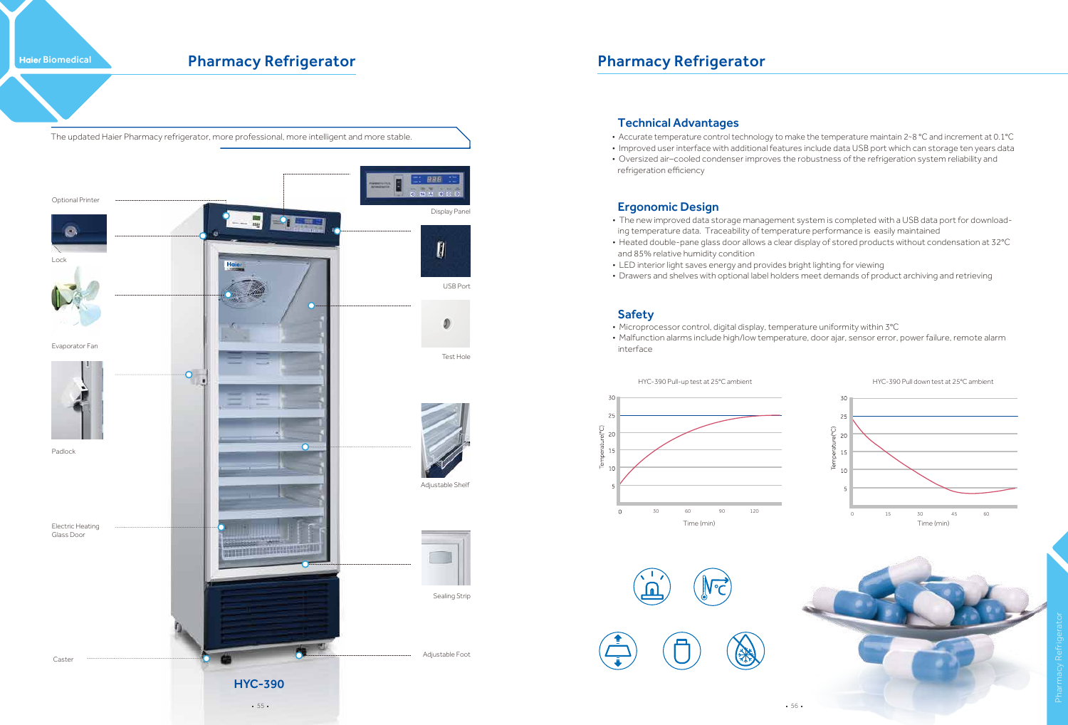# Pharmacy Refrigerator

The updated Haier Pharmacy refrigerator, more professional, more intelligent and more stable.

Optional Printer

Lock

Evaporator Fan

Padlock

Electric Heating Glass Door

Caster

Display Panel

USB Port

Test Hole

Adjustable Shelf

Sealing Strip

Adjustable Foot

**HYC-390**

# Pharmacy Refrigerator

## Technical Advantages

- Accurate temperature control technology to make the temperature maintain 2~8 °C and increment at 0.1°C
- Improved user interface with additional features include data USB port which can storage ten years data
- Oversized air–cooled condenser improves the robustness of the refrigeration system reliability and refrigeration efficiency

## Ergonomic Design

- The new improved data storage management system is completed with a USB data port for downloading temperature data. Traceability of temperature performance is easily maintained
- Heated double-pane glass door allows a clear display of stored products without condensation at 32°C and 85% relative humidity condition
- LED interior light saves energy and provides bright lighting for viewing
- Drawers and shelves with optional label holders meet demands of product archiving and retrieving

## Safety

- Microprocessor control, digital display, temperature uniformity within 3°C
- Malfunction alarms include high/low temperature, door ajar, sensor error, power failure, remote alarm interface

HYC-390 Pull-up test at 25°C ambient

HYC-390 Pull down test at 25°C ambient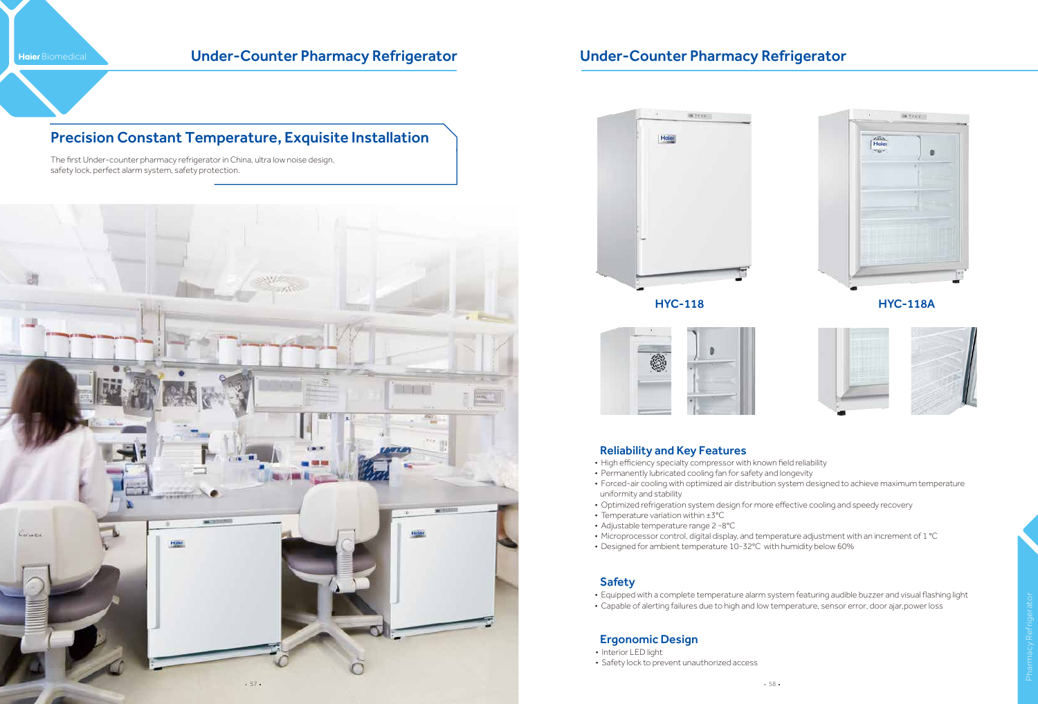# Under-Counter Pharmacy Refrigerator

## Precision Constant Temperature, Exquisite Installation

The first Under-counter pharmacy refrigerator in China, ultra low noise design, safety lock, perfect alarm system, safety protection.

HYC-118

HYC-118A

### Reliability and Key Features

- High efficiency specialty compressor with known field reliability
- Permanently lubricated cooling fan for safety and longevity
- Forced-air cooling with optimized air distribution system designed to achieve maximum temperature uniformity and stability
- Optimized refrigeration system design for more effective cooling and speedy recovery
- Temperature variation within ±3°C
- Adjustable temperature range 2 ~8°C
- Microprocessor control, digital display, and temperature adjustment with an increment of 1 °C
- Designed for ambient temperature 10~32°C with humidity below 60%

### Safety

- Equipped with a complete temperature alarm system featuring audible buzzer and visual flashing light
- Capable of alerting failures due to high and low temperature, sensor error, door ajar,power loss

### Ergonomic Design

- Interior LED light
- Safety lock to prevent unauthorized access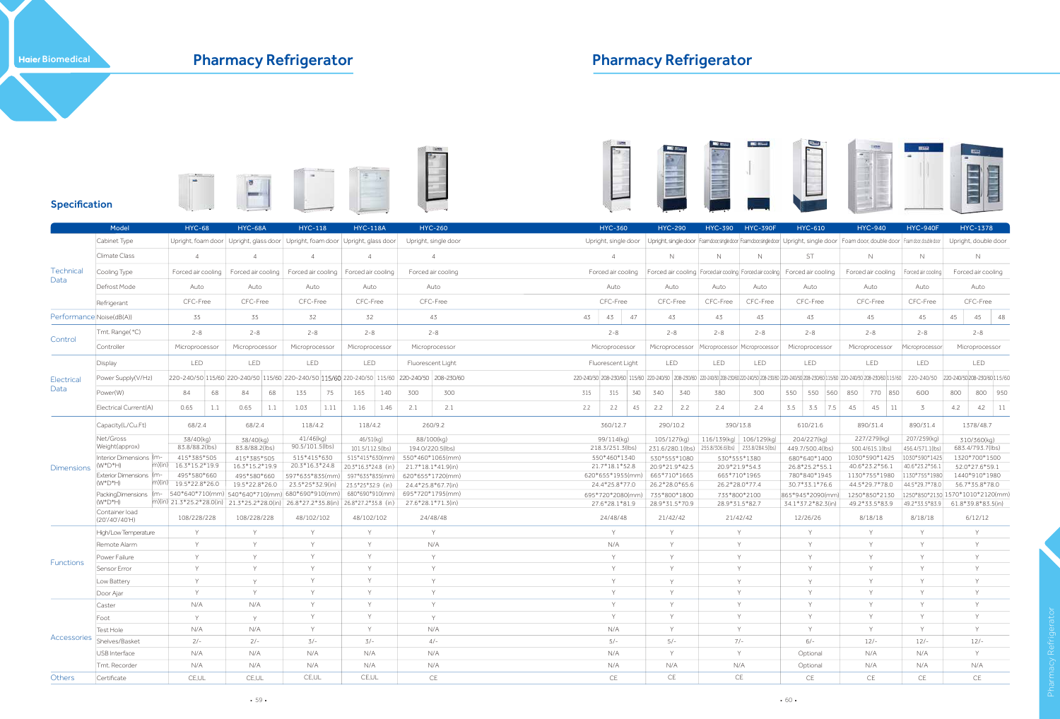# Pharmacy Refrigerator

## Specification

| | Model | HYC-68 | HYC-68A | HYC-118 | HYC-118A | HYC-260 | HYC-360 | HYC-290 | HYC-390 | HYC-390F | HYC-610 | HYC-940 | HYC-940F | HYC-1378 |
|---|---|---|---|---|---|---|---|---|---|---|---|---|---|---|
| Technical Data | Cabinet Type | Upright, foam door | Upright, glass door | Upright, foam door | Upright, glass door | Upright, single door | Upright, single door | Upright, single door | Foam door, single door | Foam door, single door | Upright, single door | Foam door, double door | Foam door, double door | Upright, double door |
| | Climate Class | 4 | 4 | 4 | 4 | 4 | 4 | N | N | N | ST | N | N | N |
| | Cooling Type | Forced air cooling | Forced air cooling | Forced air cooling | Forced air cooling | Forced air cooling | Forced air cooling | Forced air cooling | Forced air cooling | Forced air cooling | Forced air cooling | Forced air cooling | Forced air cooling | Forced air cooling |
| | Defrost Mode | Auto | Auto | Auto | Auto | Auto | Auto | Auto | Auto | Auto | Auto | Auto | Auto | Auto |
| | Refrigerant | CFC-Free | CFC-Free | CFC-Free | CFC-Free | CFC-Free | CFC-Free | CFC-Free | CFC-Free | CFC-Free | CFC-Free | CFC-Free | CFC-Free | CFC-Free |
| Performance | Noise(dB(A)) | 35 | 35 | 32 | 32 | 43 | 43; 43; 47 | 43 | 43 | 43 | 43 | 45 | 45 | 45; 45; 48 |
| Control | Tmt. Range(°C) | 2-8 | 2-8 | 2-8 | 2-8 | 2-8 | 2-8 | 2-8 | 2-8 | 2-8 | 2-8 | 2-8 | 2-8 | 2-8 |
| | Controller | Microprocessor | Microprocessor | Microprocessor | Microprocessor | Microprocessor | Microprocessor | Microprocessor | Microprocessor | Microprocessor | Microprocessor | Microprocessor | Microprocessor | Microprocessor |
| Electrical Data | Display | LED | LED | LED | LED | Fluorescent Light | Fluorescent Light | LED | LED | LED | LED | LED | LED | LED |
| | Power Supply(V/Hz) | 220-240/50; 115/60 | 220-240/50; 115/60 | 220-240/50; 115/60 | 220-240/50; 115/60 | 220-240/50; 208-230/60 | 220-240/50; 208-230/60; 115/60 | 220-240/50; 208-230/60 | 220-240/50; 208-230/60 | 220-240/50; 208-230/60 | 220-240/50; 208-230/60; 115/60 | 220-240/50; 208-230/60; 115/60 | 220-240/50 | 220-240/50; 208-230/60; 115/60 |
| | Power(W) | 84; 68 | 84; 68 | 135; 75 | 165; 140 | 300; 300 | 315; 315; 340 | 340; 340 | 380 | 300 | 550; 550; 560 | 850; 770; 850 | 600 | 800; 800; 950 |
| | Electrical Current(A) | 0.65; 1.1 | 0.65; 1.1 | 1.03; 1.11 | 1.16; 1.46 | 2.1; 2.1 | 2.2; 2.2; 4.5 | 2.2; 2.2 | 2.4 | 2.4 | 3.5; 3.5; 7.5 | 4.5; 4.5; 11 | 3 | 4.2; 4.2; 11 |
| Dimensions | Capacity(L/Cu.Ft) | 68/2.4 | 68/2.4 | 118/4.2 | 118/4.2 | 260/9.2 | 360/12.7 | 290/10.2 | 390/13.8 | | 610/21.6 | 890/31.4 | 890/31.4 | 1378/48.7 |
| | Net/Gross Weight(approx) | 38/40(kg) 83.8/88.2(lbs) | 38/40(kg) 83.8/88.2(lbs) | 41/46(kg) 90.5/101.5(lbs) | 46/51(kg) 101.5/112.5(lbs) | 88/100(kg) 194.0/220.5(lbs) | 99/114(kg) 218.3/251.3(lbs) | 105/127(kg) 231.6/280.1(lbs) | 116/139(kg) 255.8/306.6(lbs) | 106/129(kg) 233.8/284.5(lbs) | 204/227(kg) 449.7/500.4(lbs) | 227/279(kg) 500.4/615.1(lbs) | 207/259(kg) 456.4/571.1(lbs) | 310/360(kg) 683.4/793.7(lbs) |
| | Interior Dimensions (W*D*H) (mm) | 415*385*505 | 415*385*505 | 515*415*630 | 515*415*630(mm) | 550*460*1065(mm) | 550*460*1340 | 530*555*1080 | 530*555*1380 | | 680*640*1400 | 1030*590*1425 | 1030*590*1425 | 1320*700*1500 |
| | Interior Dimensions (W*D*H) (in) | 16.3*15.2*19.9 | 16.3*15.2*19.9 | 20.3*16.3*24.8 | 20.3*16.3*24.8 (in) | 21.7*18.1*41.9(in) | 21.7*18.1*52.8 | 20.9*21.9*42.5 | 20.9*21.9*54.3 | | 26.8*25.2*55.1 | 40.6*23.2*56.1 | 40.6*23.2*56.1 | 52.0*27.6*59.1 |
| | Exterior Dimensions (W*D*H) (mm) | 495*580*660 | 495*580*660 | 597*635*835(mm) | 597*635*835(mm) | 620*655*1720(mm) | 620*655*1955(mm) | 665*710*1665 | 665*710*1965 | | 780*840*1945 | 1130*755*1980 | 1130*755*1980 | 1440*910*1980 |
| | Exterior Dimensions (W*D*H) (in) | 19.5*22.8*26.0 | 19.5*22.8*26.0 | 23.5*25*32.9(in) | 23.5*25*32.9 (in) | 24.4*25.8*67.7(in) | 24.4*25.8*77.0 | 26.2*28.0*65.6 | 26.2*28.0*77.4 | | 30.7*33.1*76.6 | 44.5*29.7*78.0 | 44.5*29.7*78.0 | 56.7*35.8*78.0 |
| | PackingDimensions (W*D*H) (mm) | 540*640*710(mm) | 540*640*710(mm) | 680*690*910(mm) | 680*690*910(mm) | 695*720*1795(mm) | 695*720*2080(mm) | 735*800*1800 | 735*800*2100 | | 865*945*2090(mm) | 1250*850*2130 | 1250*850*2130 | 1570*1010*2120(mm) |
| | PackingDimensions (W*D*H) (in) | 21.3*25.2*28.0(in) | 21.3*25.2*28.0(in) | 26.8*27.2*35.8(in) | 26.8*27.2*35.8 (in) | 27.6*28.1*71.3(in) | 27.6*28.1*81.9 | 28.9*31.5*70.9 | 28.9*31.5*82.7 | | 34.1*37.2*82.3(in) | 49.2*33.5*83.9 | 49.2*33.5*83.9 | 61.8*39.8*83.5(in) |
| | Container load (20'/40'/40'H) | 108/228/228 | 108/228/228 | 48/102/102 | 48/102/102 | 24/48/48 | 24/48/48 | 21/42/42 | 21/42/42 | | 12/26/26 | 8/18/18 | 8/18/18 | 6/12/12 |
| Functions | High/Low Temperature | Y | Y | Y | Y | Y | Y | Y | Y | | Y | Y | Y | Y |
| | Remote Alarm | Y | Y | Y | Y | N/A | N/A | Y | Y | | Y | Y | Y | Y |
| | Power Failure | Y | Y | Y | Y | Y | Y | Y | Y | | Y | Y | Y | Y |
| | Sensor Error | Y | Y | Y | Y | Y | Y | Y | Y | | Y | Y | Y | Y |
| | Low Battery | Y | Y | Y | Y | Y | Y | Y | Y | | Y | Y | Y | Y |
| | Door Ajar | Y | Y | Y | Y | Y | Y | Y | Y | | Y | Y | Y | Y |
| Accessories | Caster | N/A | N/A | Y | Y | Y | Y | Y | Y | | Y | Y | Y | Y |
| | Foot | Y | Y | Y | Y | Y | Y | Y | Y | | Y | Y | Y | Y |
| | Test Hole | N/A | N/A | Y | Y | N/A | N/A | Y | Y | | Y | Y | Y | Y |
| | Shelves/Basket | 2/- | 2/- | 3/- | 3/- | 4/- | 5/- | 5/- | 7/- | | 6/- | 12/- | 12/- | 12/- |
| | USB Interface | N/A | N/A | N/A | N/A | N/A | N/A | Y | Y | | Optional | N/A | N/A | Y |
| | Tmt. Recorder | N/A | N/A | N/A | N/A | N/A | N/A | N/A | N/A | | Optional | N/A | N/A | N/A |
| Others | Certificate | CE,UL | CE,UL | CE,UL | CE,UL | CE | CE | CE | CE | | CE | CE | CE | CE |